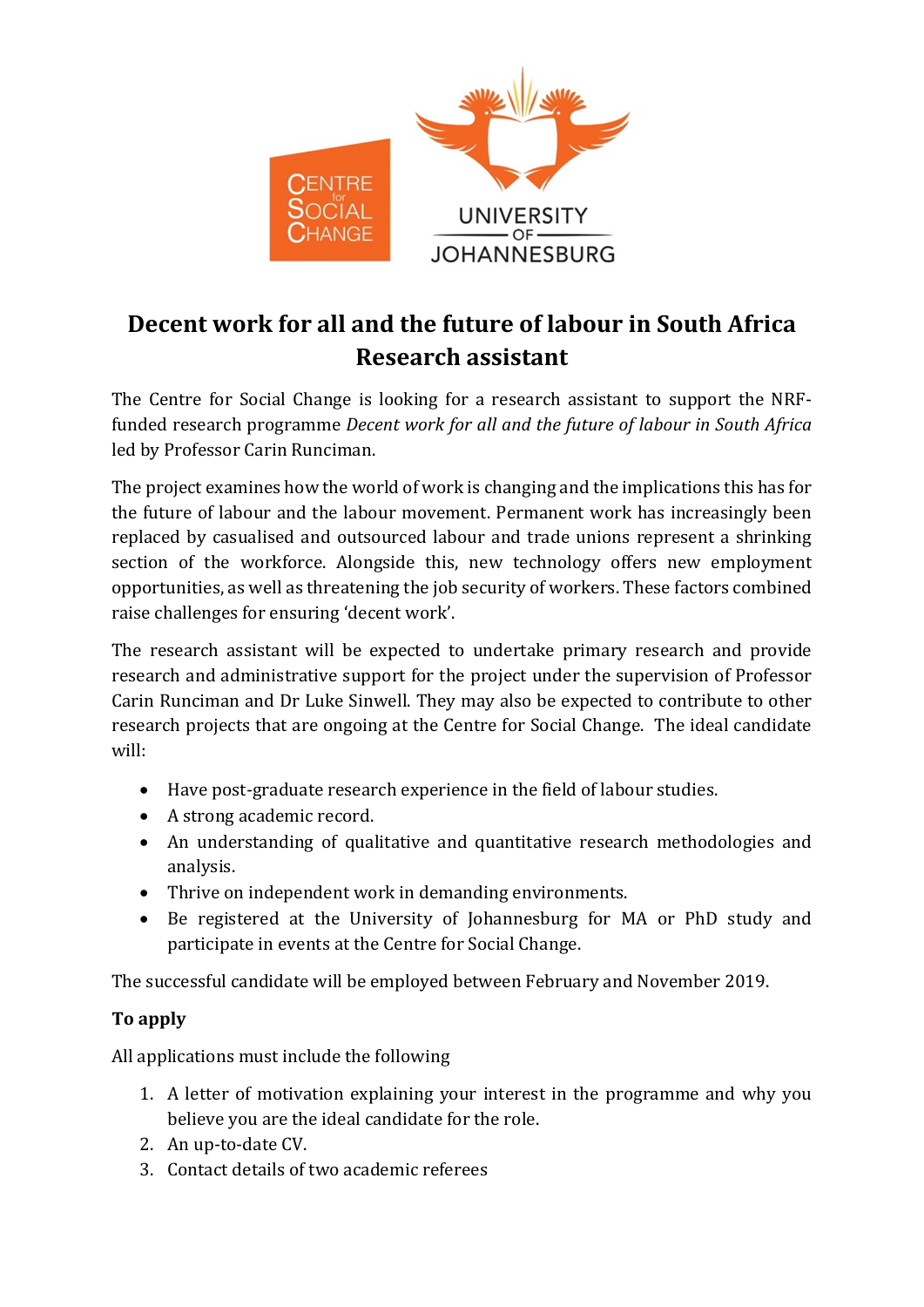# Decent work for all and the future of labour in South Africa
# Research assistant

The Centre for Social Change is looking for a research assistant to support the NRF-funded research programme *Decent work for all and the future of labour in South Africa* led by Professor Carin Runciman.

The project examines how the world of work is changing and the implications this has for the future of labour and the labour movement. Permanent work has increasingly been replaced by casualised and outsourced labour and trade unions represent a shrinking section of the workforce. Alongside this, new technology offers new employment opportunities, as well as threatening the job security of workers. These factors combined raise challenges for ensuring 'decent work'.

The research assistant will be expected to undertake primary research and provide research and administrative support for the project under the supervision of Professor Carin Runciman and Dr Luke Sinwell. They may also be expected to contribute to other research projects that are ongoing at the Centre for Social Change. The ideal candidate will:

- Have post-graduate research experience in the field of labour studies.
- A strong academic record.
- An understanding of qualitative and quantitative research methodologies and analysis.
- Thrive on independent work in demanding environments.
- Be registered at the University of Johannesburg for MA or PhD study and participate in events at the Centre for Social Change.

The successful candidate will be employed between February and November 2019.

**To apply**

All applications must include the following

1. A letter of motivation explaining your interest in the programme and why you believe you are the ideal candidate for the role.
2. An up-to-date CV.
3. Contact details of two academic referees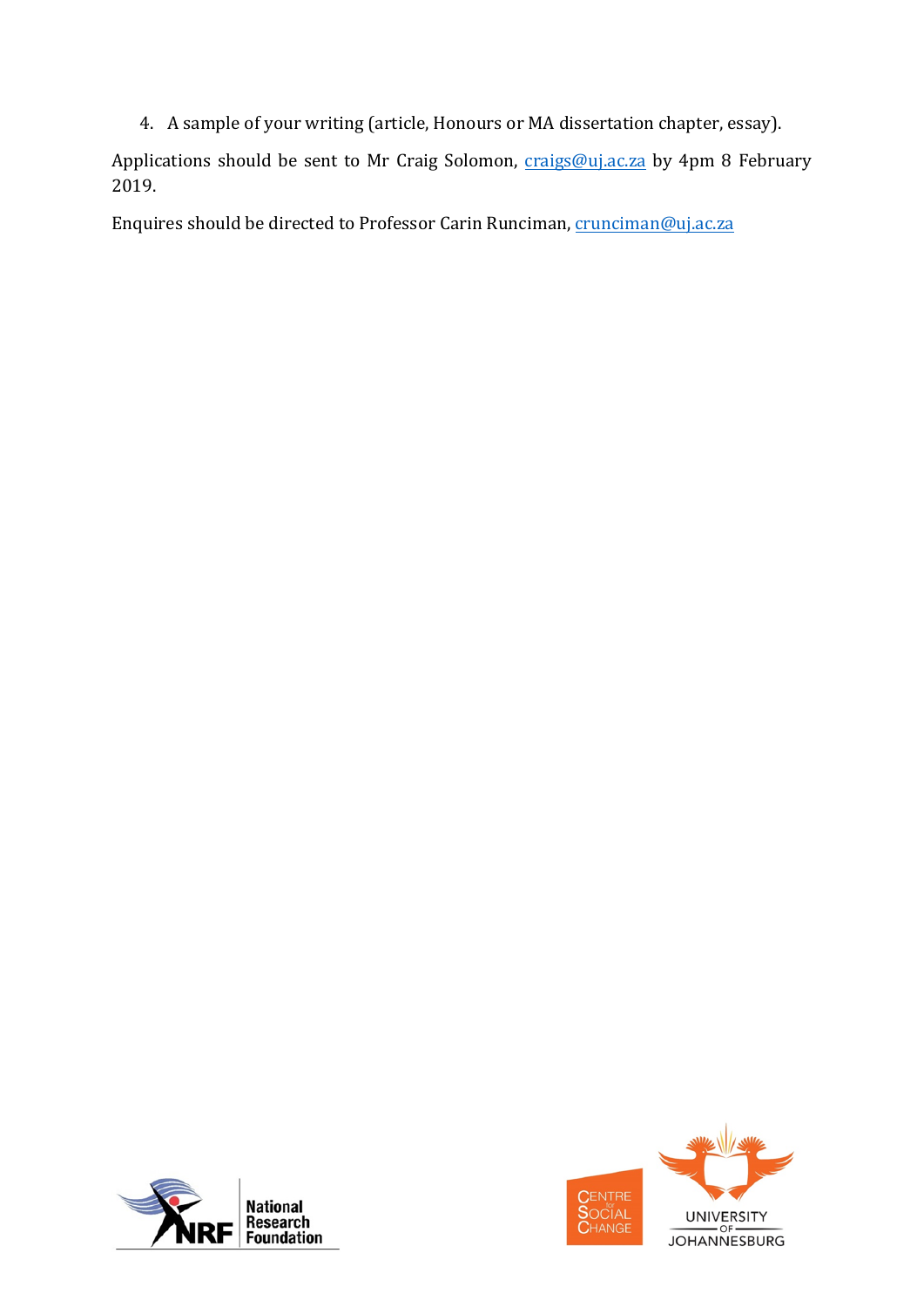4. A sample of your writing (article, Honours or MA dissertation chapter, essay).

Applications should be sent to Mr Craig Solomon, craigs@uj.ac.za by 4pm 8 February 2019.

Enquires should be directed to Professor Carin Runciman, crunciman@uj.ac.za